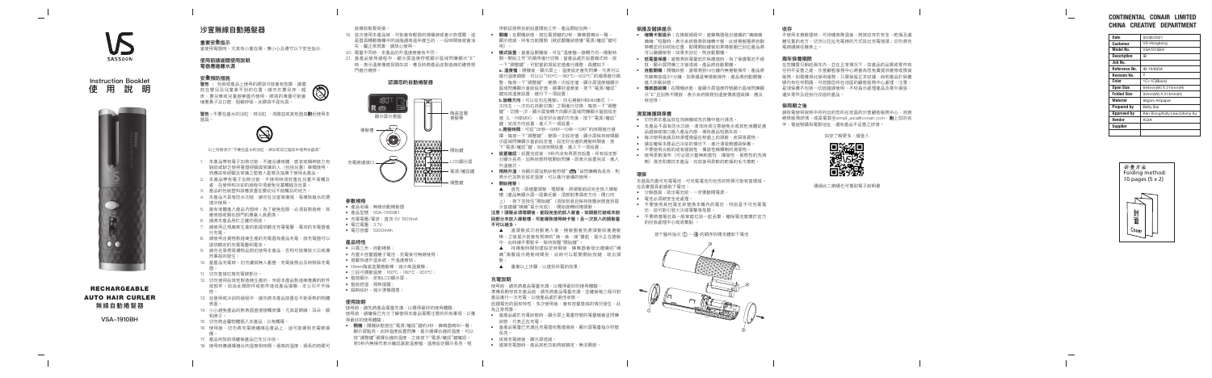VS SASSOON

Instruction Booklet
使 用 說 明

RECHARGEABLE AUTO HAIR CURLER
無線自動捲髮器

VSA-1910BH

# 沙宣無線自動捲髮器

## 重要安全指示

直接使用產品時，尤其有小童在場，應小心及遵守以下安全指示：

## 使用前請細閱使用說明
## 電器導遵繳大意

### 安裝預防措施

**警告**：包裝或產品上使用的標簽可能會有危險，請確保在嬰兒及兒童無法接觸的位置，請勿於浴室、淋浴、淋水、嬰兒練或兒童遊戲場的使用，避免由於兒童過度使用可能造成危險。

**警告**：不要在浴水的浴缸、淋浴缸、洗臉盆或其他盛器附近使用本器具。

以上符號表示"不要在盛水的浴缸、淋浴或其它盛器中使用本器具"

1. 本產品專用電子吹捲功能，不適合連接使用，僅宜將風機的電源插頭插回電源連接主板，輸入插電器/壓縮機/壓縮機及類似的電器。
2. 本產品專用電子吹捲功能，不使用時須放置在兒童不易觸及處，在使用時必須保持產品乾燥。
3. 產品的包裝塑料袋應放置在嬰兒及兒童無法觸及的地方。
4. 本產品不具有防水功能，請勿在浴室等場所，長時間使用。
5. 當產品被產品本身品質問題損壞時，為了避免危險，必須由製造商、其維修部或類似部門的專業人員更換。
6. 請勿將本產品浸入水中或其他液體中，請勿在噴霧部位使用。
7. 請勿使用損壞的電源線或插頭，或在產品有損壞的情況下使用產品。
8. 請使用合適的電壓使用本產品，並注意產品的額定電壓。
9. 請勿在使用產品時，將產品置於任何物品上，請勿將產品放置在高溫或潮濕的地方。
10. 當產品充電時，切勿讓其無人看管，充電後應立即將產品拔出電源。
11. 切勿直接拉拽電源線插頭。
12. 切勿使用由其他製造商提供的充電器或電池。
13. 在使用或冷卻時請勿將產品放置在易燃物品上。
14. 小心避免產品的熱表面直接接觸皮膚，尤其是眼睛、耳朵、臉部和脖子。
15. 切勿將此產品用於非預期用途。
16. 使用後，切勿將本產品放置在易燃物品上。
17. 產品所有表面可能非常熱。
18. 使用時應遵循產品說明。
19. 若您使用本產品時，如果出現任何不正常情況，請停止使用，並聯絡售後服務中心。
20. 電量不足時，本產品仍可使用一段時間。
21. 當產品使用後，請將產品放置於安全地點，待其冷卻後再收納。

## 認識您的自動捲髮器

顯示屏示意圖

溫度顯示 / 時間顯示

開關鍵

LCD顯示屏

電源/確認鍵

捲髮管

調校鍵

充電接口

## 參數規格

- 產品名稱：無線自動捲髮器
- 產品型號：VSA-1910BH
- 充電電壓/電流：直流 5V 1500mA
- 電池電壓：3.7V
- 電池容量：5200mAh

## 產品特性

- 只需三步，自動捲髮
- 內置大容量鋰離子電池，充電後可無線使用
- 捲髮後不易損傷頭髮
- 10mm陶瓷塗層捲髮棒，減少髮絲損傷
- 三段可調節溫度：180°C、190°C、200°C
- 智能顯示，定時LCD顯示屏
- 智能控溫，預熱保護
- 隔熱設計，減少燙傷風險

## 使用說明

使用前，請先將產品完全充電，以獲得最佳的使用體驗。使用前，請確保已充分了解使用本產品需要注意的所有事項，以獲得最好的使用體驗！

- **開關**：按開關鍵約2秒，開啟捲髮器後，顯示屏會顯示溫度，當您按開關鍵時，溫度顯示並進入加熱狀態。
- **模式設置**：長按電源/確認鍵約2秒，可在溫度模式與時間模式之間切換，選擇所需溫度與時間。
- **▲ 溫度檔**：按壓調校鍵時，可在 180°C→190°C→200°C 溫度之間切換，選擇您需要的溫度。
- **▲ 時間檔**：可以設定捲髮時間，時間模式有8秒、10秒、12秒三種選擇，可根據您的需要選擇。
- **設置確認**：溫度和時間都設定完成後，再按一下電源/確認鍵，開始使用。
- **捲髮方向**：捲髮器有左、右、交替三種方向可選。
- **開始捲髮**：
  - ▲ 首先，取適量頭髮，放入捲髮管內；
  - ▲ 按下開關，捲髮器自動將頭髮捲入；
  - ▲ 捲髮完成後，會發出提示音，此時取出頭髮即可。
  - ▲ 重複以上步驟，以達到所需的效果。

**注意！頭髮必須捲髮後，應避免快速拉扯頭髮，否則可能損壞頭髮，每次的捲髮不宜過多。**

## 充電說明

使用前，請先將產品完全充電，以獲得最佳的使用體驗。

本產品使用內置鋰電池，請務必使用原裝電源適配器及充電線充電。

- 當產品處於充電狀態時，顯示屏上的電量指示燈會閃爍；
- 當產品完全充滿電後，顯示屏會顯示滿電量；
- 充電時間約為3小時。

## 保護及維護提示

- **捲髮卡髮提示**：在捲髮過程中，若髮絲打結，請立即停止捲髮，並關閉電源，再取出頭髮。
- **低電量保護**：當電量低於一定程度時，捲髮器會自動關閉，請盡快充電。
- **自動關機**：捲髮器開啟後，若長時間未使用，會自動關機以節省電量。
- **機器過熱保護**：如果捲髮器溫度過高，會自動停止工作，待溫度降低後才可使用。

## 清潔與護理保養

- 清潔產品前，請確保已關閉電源並待其完全冷卻。
- 請用柔軟乾布擦拭產品表面，切勿使用具腐蝕性的清潔劑。
- 每次使用後請清潔捲髮管內殘留的頭髮。
- 請將產品存放於乾燥、通風的地方。
- 切勿讓產品接觸水或其他液體。

## 環保

本產品內置可充電電池，請勿與普通生活垃圾一起棄置，請將其交由指定回收點處理，以保護環境。

## 存收

不使用本捲髮器時，可將機身降溫後，再存放在乾燥及安全的地方，並請勿讓兒童接觸。

## 兩年保養條款

在本產品保養期內，如有由於製造或材料問題所引起之故障，本公司將負責免費維修。保養期內如需維修，請帶同購物收據前往維修中心。

## 保用期之後

請致電客戶服務熱線查詢維修服務，或電郵至 email_asia@conair.com。

如欲了解更多，請登入：

通過網上登記可獲取電子保修資料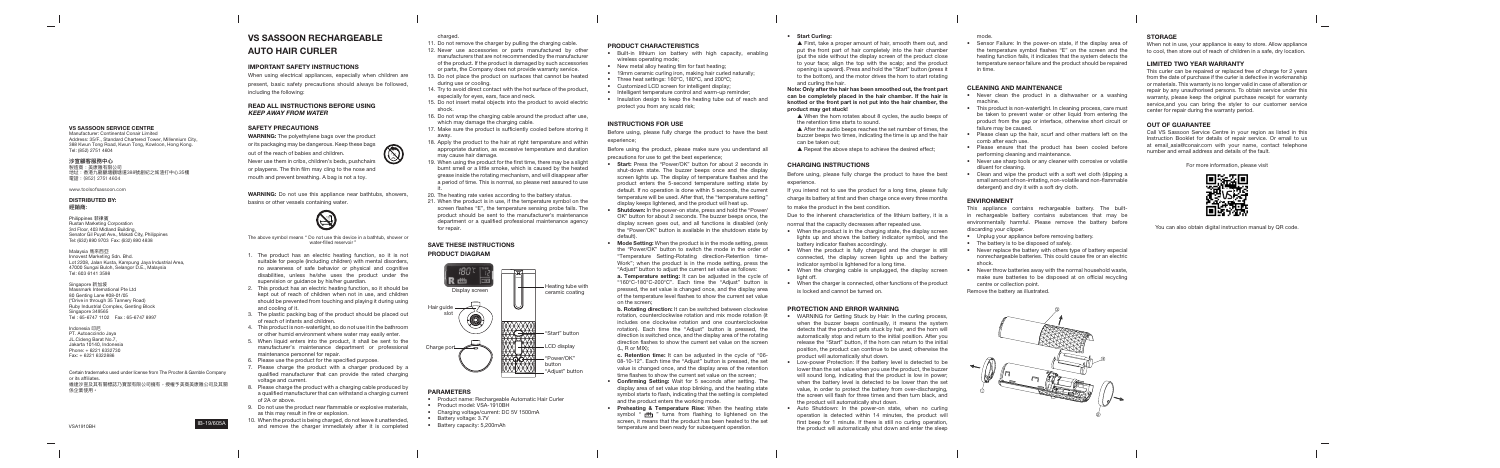# VS SASSOON RECHARGEABLE AUTO HAIR CURLER

## IMPORTANT SAFETY INSTRUCTIONS

When using electrical appliances, especially when children are present, basic safety precautions should always be followed, including the following:

### READ ALL INSTRUCTIONS BEFORE USING *KEEP AWAY FROM WATER*

## SAFETY PRECAUTIONS

**WARNING:** The polythene bags over the product or its packaging may be dangerous. Keep these bags out of the reach of babies and children. Never use them in cribs, children's beds, pushchairs or playpens. The thin film may cling to the nose and mouth and prevent breathing. A bag is not a toy.

**WARNING:** Do not use this appliance near bathtubs, showers, basins or other vessels containing water.

The above symbol means "Do not use this device in a bathtub, shower or water-filled reservoir"

1. The product has an electric heating function, so it is not suitable for people (including children) with mental disorders, no awareness of safe behavior or physical and cognitive disabilities, unless he/she uses the product under the supervision or guidance by his/her guardian.
2. This product has an electric heating function, so it should be kept out of reach of children when not in use, and children should be prevented from touching and playing it during using and cooling of it.
3. The plastic packing bag of the product should be placed out of reach of infants and children.
4. This product is non-watertight, so do not use it in the bathroom or other humid environment where water may easily enter.
5. When liquid enters into the product, it shall be sent to the manufacturer's maintenance department or professional maintenance personnel for repair.
6. Please use the product for the specified purpose.
7. Please charge the product with a charger produced by a qualified manufacturer that can provide the rated charging voltage and current.
8. Please charge the product with a charging cable produced by a qualified manufacturer that can withstand a charging current of 2A or above.
9. Do not use the product near flammable or explosive materials, as this may result in fire or explosion.
10. When the product is being charged, do not leave it unattended, and remove the charger immediately after it is completed charged.
11. Do not remove the charger by pulling the charging cable.
12. Never use accessories or parts manufactured by other manufacturers that are not recommended by the manufacturer of the product. If the product is damaged by such accessories or parts, the Company does not provide warranty service.
13. Do not place the product on surfaces that cannot be heated during use or cooling.
14. Try to avoid direct contact with the hot surface of the product, especially for eyes, ears, face and neck.
15. Do not insert metal objects into the product to avoid electric shock.
16. Do not wrap the charging cable around the product after use, which may damage the charging cable.
17. Make sure the product is sufficiently cooled before storing it away.
18. Apply the product to the hair at right temperature and within appropriate duration, an excessive temperature and duration may cause hair damage.
19. When using the product for the first time, there may be a slight burnt smell or a little smoke, which is caused by the heated elements of the product's mechanism, and will disappear after a period of time. This is normal, so please rest assured to use it.
20. The heating rate varies according to the battery status.
21. When the product is in use, if the temperature symbol on the screen flashes "E", the temperature sensing probe fails. The product should be sent to the manufacturer's maintenance department or a qualified professional maintenance agency for repair.

## SAVE THESE INSTRUCTIONS

## PRODUCT DIAGRAM

Display screen
Hair guide slot
Charge port
Heating tube with ceramic coating
"Start" button
LCD display
"Power/OK" button
"Adjust" button

## PARAMETERS

- Product name: Rechargeable Automatic Hair Curler
- Product model: VSA-1910BW
- Charging voltage/current: DC 5V 1500mA
- Battery voltage: 3.7V
- Battery capacity: 5,200mAh

## PRODUCT CHARACTERISTICS

- Built-in lithium ion battery with high capacity, enabling wireless operating mode;
- New metal alloy heating fin for fast heating;
- 19mm ceramic curling iron, making hair curled naturally;
- Three heat settings: 160°C, 180°C, and 200°C;
- Customized LCD screen for intelligent display;
- Intelligent temperature control and warm-up reminder;
- Insulation design to keep the heating tube out of reach and protect you from any scald risk;

## INSTRUCTIONS FOR USE

Before using, please fully charge the product to have the best experience;

Before using the product, please make sure you understand all precautions for use to get the best experience;

- **Start:** Press the "Power/OK" button for about 2 seconds in shut-down state. The buzzer beeps once and the display screen lights up. The display of temperature flashes and the product enters the 5-second temperature setting state by default. If no operation is done within 5 seconds, the current temperature will be used. After that, the "temperature setting" display keeps lightened, and the product will heat up.
- **Shutdown:** In the power-on state, press and hold the "Power/OK" button for about 2 seconds. The buzzer beeps once, the display screen goes out, and all functions is disabled (only the "Power/OK" button is available in the shutdown state by default).
- **Mode Setting:** When the product is in the mode setting, press the "Power/OK" button to switch the mode in the order of "Temperature Setting-Rotating direction-Retention time-Work"; when the product is in the mode setting, press the "Adjust" button to adjust the current set value as follows:

  **a. Temperature setting:** It can be adjusted in the cycle of "160°C-180°C-200°C". Each time the "Adjust" button is pressed, the set value is changed once, and the display area of the temperature level flashes to show the current set value on the screen;

  **b. Rotating direction:** It can be switched between clockwise rotation, counterclockwise rotation and the mode rotation (it includes one clockwise rotation and one counterclockwise rotation). Each time the "Adjust" button is pressed, the direction is switched once, and the display area of the rotating direction flashes to show the current set value on the screen (L, R or MIX);

  **c. Retention time:** It can be adjusted in the cycle of "06-08-10-12". Each time the "Adjust" button is pressed, the set value is changed once, and the display area of the retention time flashes to show the current set value on the screen;
- **Confirming Setting:** Wait for 5 seconds after setting. The display area of set value stop blinking, and the heating state symbol starts to flash, indicating that the setting is completed and the product enters the working mode.
- **Preheating & Temperature Rise:** When the heating state symbol turns from flashing to lightened on the screen, it means that the product has been heated to the set temperature and been ready for subsequent operation.
- **Start Curling:**

  ▲ First, take a proper amount of hair, smooth them out, and put the front part of hair completely into the hair chamber (put the side without the display screen of the product close to your face; align the top with the scalp; and the product opening is upward. Press and hold the "Start" button (close to the bottom), and the motor drives the horn to start rotating and curling the hair.

**Note: Only after the hair has been smoothed out, the front part can be completely placed in the hair chamber. If the hair is knotted or the front part is not put into the hair chamber, the product may get stuck!**

▲ When the horn rotates about 8 cycles, the audio beeps of the retention time starts to sound.

▲ After the audio beeps reaches the set number of times, the buzzer beeps two times, indicating the time is up and the hair can be taken out;

▲ Repeat the above steps to achieve the desired effect;

## CHARGING INSTRUCTIONS

Before using, please fully charge the product to have the best experience.

If you intend not to use the product for a long time, please fully charge its battery at first and then charge once every three months to make the product in the best condition.

Due to the inherent characteristics of the lithium battery, it is a normal that the capacity decreases after repeated use.

- When the product is in the charging state, the display screen lights up and shows the battery indicator symbol, and the battery indicator flashes accordingly.
- When the product is fully charged and the charger is still connected, the display screen lights up and the battery indicator symbol is lightened for a long time.
- When the charging cable is unplugged, the display screen light off.
- When the charger is connected, other functions of the product is locked and cannot be turned on.

## PROTECTION AND ERROR WARNING

- WARNING for Getting Stuck by Hair: In the curling process, when the buzzer beeps continually, it means the system detects that the product gets stuck by hair, and the horn will automatically stop and return to the initial position. After you release the "Start" button, if the horn can return to the initial position, the product can continue to be used; otherwise the product will automatically shut down.
- Low-power Protection: If the battery level is detected to be lower than the set value when you use the product, the buzzer will sound long, indicating that the product is low in power; when the battery level is detected to be lower than the set value, in order to protect the battery from over-discharging, the screen will flash for three times and then turn black, and the product will automatically shut down.
- Auto Shutdown: In the power-on state, when no curling operation is detected within 14 minutes, the product will first beep for 1 minute. If there is still no curling operation, the product will automatically shut down and enter the sleep mode.
- Sensor Failure: In the power-on state, if the display area of the temperature symbol flashes "E" on the screen and the heating function fails, it indicates that the product's detection temperature sensor failure and the product should be repaired in time.

## CLEANING AND MAINTENANCE

- Never clean the product in a dishwasher or a washing machine.
- This product is non-watertight. In cleaning process, care must be taken to prevent water or other liquid from entering the product from the gap or interface, otherwise short circuit or failure may be caused.
- Please clean up the hair, scurf and other matters left on the comb after each use.
- Please ensure that the product has been cooled before performing cleaning and maintenance.
- Never use sharp tools or any cleaner with corrosive or volatile diluent for cleaning.
- Clean and wipe the product with a soft wet cloth (dipping a small amount of non-irritating, non-volatile and non-flammable detergent) and dry it with a soft dry cloth.

## ENVIRONMENT

This appliance contains rechargeable battery. The built-in rechargeable battery contains substances that may be environmentally harmful. Please remove the battery before discarding your clipper.

- Unplug your appliance before removing battery.
- The battery is to be disposed of safely.
- Never replace the battery with others type of battery especial nonrechargeable batteries. This could cause fire or an electric shock.
- Never throw batteries away with the normal household waste, make sure batteries to be disposed at an official recycling centre or collection point.

Remove the battery as illustrated.

## STORAGE

When not in use, your appliance is easy to store. Allow appliance to cool, then store out of reach of children in a safe, dry location.

## LIMITED TWO YEAR WARRANTY

This curler can be repaired or replaced free of charge for 2 years from the date of purchase if the curler is defective in workmanship or materials. This warranty is no longer valid in case of alteration or repair by any unauthorized persons. To obtain service under this warranty, please keep the original purchase receipt for warranty service, and you can bring the styler to our customer service center for repair during the warranty period.

## OUT OF GUARANTEE

Call VS Sassoon Service Centre in your region as listed in this Instruction Booklet for details of repair service. Or email to us at email_asia@conair.com with your name, contact telephone number and email address and details of the fault.

For more information, please visit

You can also obtain digital instruction manual by QR code.

## VS SASSOON SERVICE CENTRE

Manufacturer: Continental Conair Limited
Address: 35/F., Standard Chartered Tower, Millennium City, 388 Kwun Tong Road, Kwun Tong, Kowloon, Hong Kong.
Tel: (852) 2751 4604

沙宣維髮服務中心
製造商：香港康尼有限公司
地址：香港九龍觀塘觀塘道388號創紀之城渣打中心35樓
電話：(852) 2751 4604

www.toolsofsassoon.com

### DISTRIBUTED BY:
經銷商：

Philippines 菲律賓
Ruslan Marketing Corporation
3rd Floor, 403 Midland Building,
Senator Gil Puyat Ave., Makati City, Philippines
Tel: (632) 890 0703 Fax: (632) 890 4836

Malaysia 馬來西亞
Innoved Marketing Sdn. Bhd.
Lot 2393, Jalan Kusta, Kampung Jaya Industrial Area,
47000 Sungai Buloh, Selangor D.E., Malaysia
Tel: 603-6141 3586

Singapore 新加坡
Maxxmann International Pte Ltd
68 Genting Lane #09-01/05
(10m/s in through 35 Tannery Road)
Ruby Industrial Complex, Genting Block
Singapore 349566
Tel : 65-6747 1102 Fax : 65-6747 8697

Indonesia 印尼
PT. Autoaccindo Jaya
JL.Cideng Barat No.7,
Jakarta 10150, Indonesia
Phone: + 6221 6332758
Fax: + 6221 6323998

Certain trademarks used under license from The Procter & Gamble Company or its affiliates.
維德沙宣及其商標經寶潔(寶僑)公司授權，商標為其商標與寶潔公司及其關係企業使用。

VSA1910BW

IB-19/503A